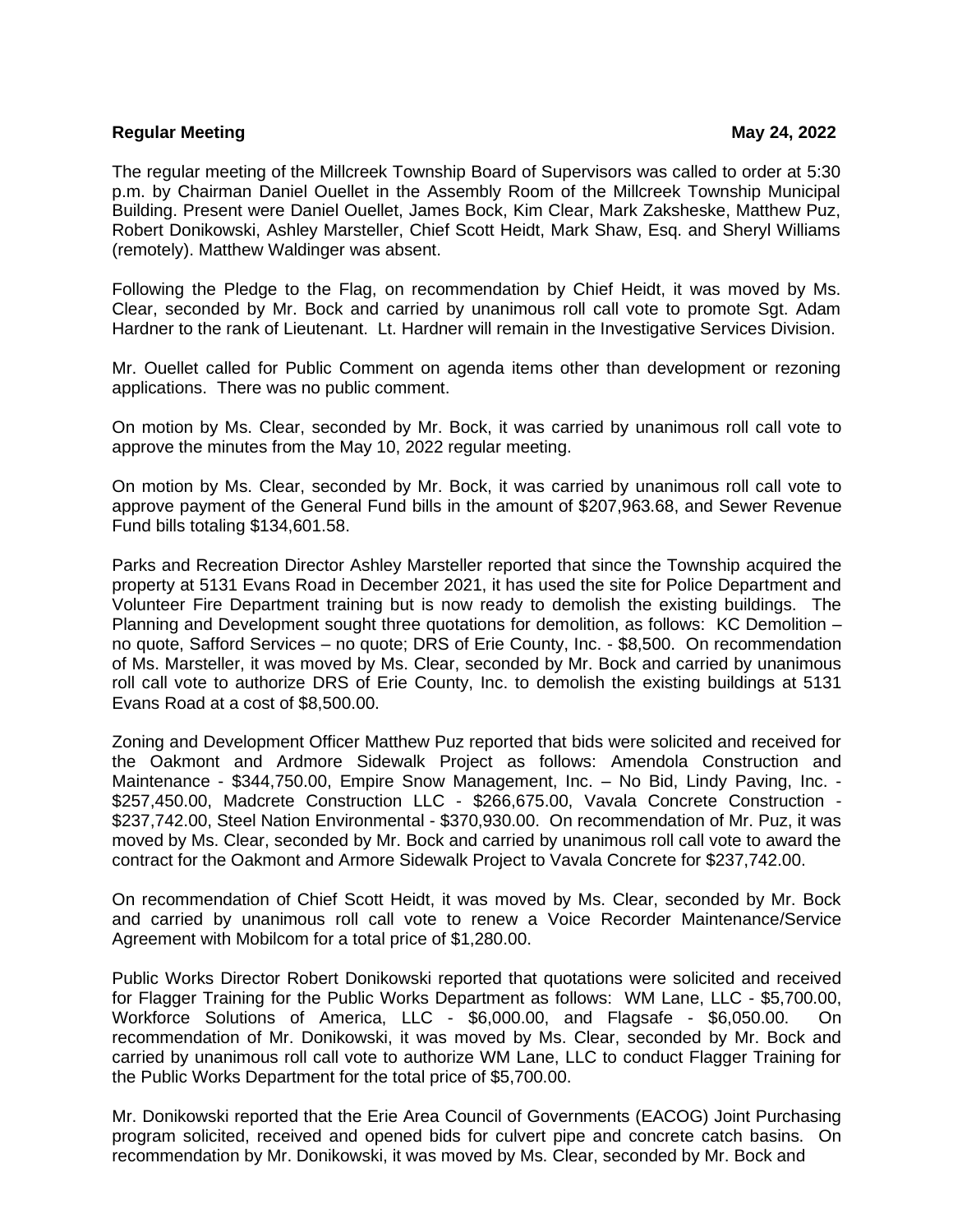**Regular Meeting** **May 24, 2022**

The regular meeting of the Millcreek Township Board of Supervisors was called to order at 5:30 p.m. by Chairman Daniel Ouellet in the Assembly Room of the Millcreek Township Municipal Building. Present were Daniel Ouellet, James Bock, Kim Clear, Mark Zaksheske, Matthew Puz, Robert Donikowski, Ashley Marsteller, Chief Scott Heidt, Mark Shaw, Esq. and Sheryl Williams (remotely). Matthew Waldinger was absent.

Following the Pledge to the Flag, on recommendation by Chief Heidt, it was moved by Ms. Clear, seconded by Mr. Bock and carried by unanimous roll call vote to promote Sgt. Adam Hardner to the rank of Lieutenant. Lt. Hardner will remain in the Investigative Services Division.

Mr. Ouellet called for Public Comment on agenda items other than development or rezoning applications. There was no public comment.

On motion by Ms. Clear, seconded by Mr. Bock, it was carried by unanimous roll call vote to approve the minutes from the May 10, 2022 regular meeting.

On motion by Ms. Clear, seconded by Mr. Bock, it was carried by unanimous roll call vote to approve payment of the General Fund bills in the amount of $207,963.68, and Sewer Revenue Fund bills totaling $134,601.58.

Parks and Recreation Director Ashley Marsteller reported that since the Township acquired the property at 5131 Evans Road in December 2021, it has used the site for Police Department and Volunteer Fire Department training but is now ready to demolish the existing buildings. The Planning and Development sought three quotations for demolition, as follows: KC Demolition – no quote, Safford Services – no quote; DRS of Erie County, Inc. - $8,500. On recommendation of Ms. Marsteller, it was moved by Ms. Clear, seconded by Mr. Bock and carried by unanimous roll call vote to authorize DRS of Erie County, Inc. to demolish the existing buildings at 5131 Evans Road at a cost of $8,500.00.

Zoning and Development Officer Matthew Puz reported that bids were solicited and received for the Oakmont and Ardmore Sidewalk Project as follows: Amendola Construction and Maintenance - $344,750.00, Empire Snow Management, Inc. – No Bid, Lindy Paving, Inc. - $257,450.00, Madcrete Construction LLC - $266,675.00, Vavala Concrete Construction - $237,742.00, Steel Nation Environmental - $370,930.00. On recommendation of Mr. Puz, it was moved by Ms. Clear, seconded by Mr. Bock and carried by unanimous roll call vote to award the contract for the Oakmont and Armore Sidewalk Project to Vavala Concrete for $237,742.00.

On recommendation of Chief Scott Heidt, it was moved by Ms. Clear, seconded by Mr. Bock and carried by unanimous roll call vote to renew a Voice Recorder Maintenance/Service Agreement with Mobilcom for a total price of $1,280.00.

Public Works Director Robert Donikowski reported that quotations were solicited and received for Flagger Training for the Public Works Department as follows: WM Lane, LLC - $5,700.00, Workforce Solutions of America, LLC - $6,000.00, and Flagsafe - $6,050.00. On recommendation of Mr. Donikowski, it was moved by Ms. Clear, seconded by Mr. Bock and carried by unanimous roll call vote to authorize WM Lane, LLC to conduct Flagger Training for the Public Works Department for the total price of $5,700.00.

Mr. Donikowski reported that the Erie Area Council of Governments (EACOG) Joint Purchasing program solicited, received and opened bids for culvert pipe and concrete catch basins. On recommendation by Mr. Donikowski, it was moved by Ms. Clear, seconded by Mr. Bock and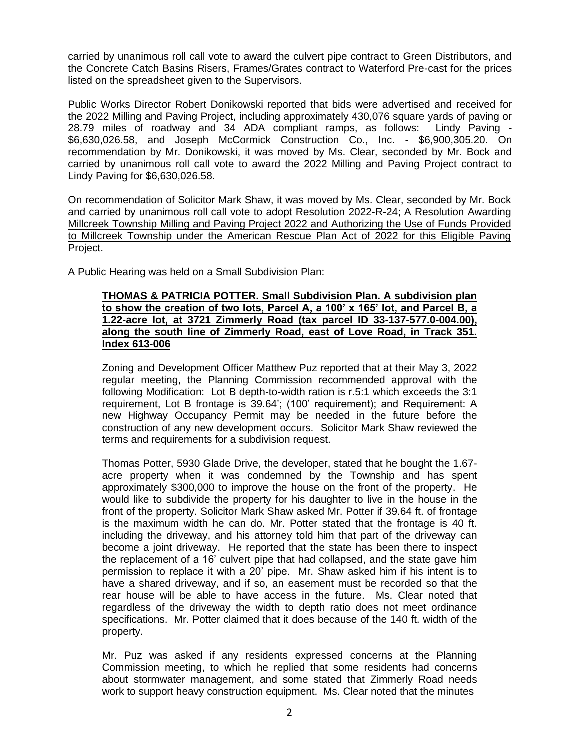carried by unanimous roll call vote to award the culvert pipe contract to Green Distributors, and the Concrete Catch Basins Risers, Frames/Grates contract to Waterford Pre-cast for the prices listed on the spreadsheet given to the Supervisors.

Public Works Director Robert Donikowski reported that bids were advertised and received for the 2022 Milling and Paving Project, including approximately 430,076 square yards of paving or 28.79 miles of roadway and 34 ADA compliant ramps, as follows: Lindy Paving - $6,630,026.58, and Joseph McCormick Construction Co., Inc. - $6,900,305.20. On recommendation by Mr. Donikowski, it was moved by Ms. Clear, seconded by Mr. Bock and carried by unanimous roll call vote to award the 2022 Milling and Paving Project contract to Lindy Paving for $6,630,026.58.

On recommendation of Solicitor Mark Shaw, it was moved by Ms. Clear, seconded by Mr. Bock and carried by unanimous roll call vote to adopt <u>Resolution 2022-R-24; A Resolution Awarding Millcreek Township Milling and Paving Project 2022 and Authorizing the Use of Funds Provided to Millcreek Township under the American Rescue Plan Act of 2022 for this Eligible Paving Project.</u>

A Public Hearing was held on a Small Subdivision Plan:

> **<u>THOMAS & PATRICIA POTTER. Small Subdivision Plan. A subdivision plan to show the creation of two lots, Parcel A, a 100' x 165' lot, and Parcel B, a 1.22-acre lot, at 3721 Zimmerly Road (tax parcel ID 33-137-577.0-004.00), along the south line of Zimmerly Road, east of Love Road, in Track 351. Index 613-006</u>**
>
> Zoning and Development Officer Matthew Puz reported that at their May 3, 2022 regular meeting, the Planning Commission recommended approval with the following Modification: Lot B depth-to-width ration is r.5:1 which exceeds the 3:1 requirement, Lot B frontage is 39.64'; (100' requirement); and Requirement: A new Highway Occupancy Permit may be needed in the future before the construction of any new development occurs. Solicitor Mark Shaw reviewed the terms and requirements for a subdivision request.
>
> Thomas Potter, 5930 Glade Drive, the developer, stated that he bought the 1.67-acre property when it was condemned by the Township and has spent approximately $300,000 to improve the house on the front of the property. He would like to subdivide the property for his daughter to live in the house in the front of the property. Solicitor Mark Shaw asked Mr. Potter if 39.64 ft. of frontage is the maximum width he can do. Mr. Potter stated that the frontage is 40 ft. including the driveway, and his attorney told him that part of the driveway can become a joint driveway. He reported that the state has been there to inspect the replacement of a 16' culvert pipe that had collapsed, and the state gave him permission to replace it with a 20' pipe. Mr. Shaw asked him if his intent is to have a shared driveway, and if so, an easement must be recorded so that the rear house will be able to have access in the future. Ms. Clear noted that regardless of the driveway the width to depth ratio does not meet ordinance specifications. Mr. Potter claimed that it does because of the 140 ft. width of the property.
>
> Mr. Puz was asked if any residents expressed concerns at the Planning Commission meeting, to which he replied that some residents had concerns about stormwater management, and some stated that Zimmerly Road needs work to support heavy construction equipment. Ms. Clear noted that the minutes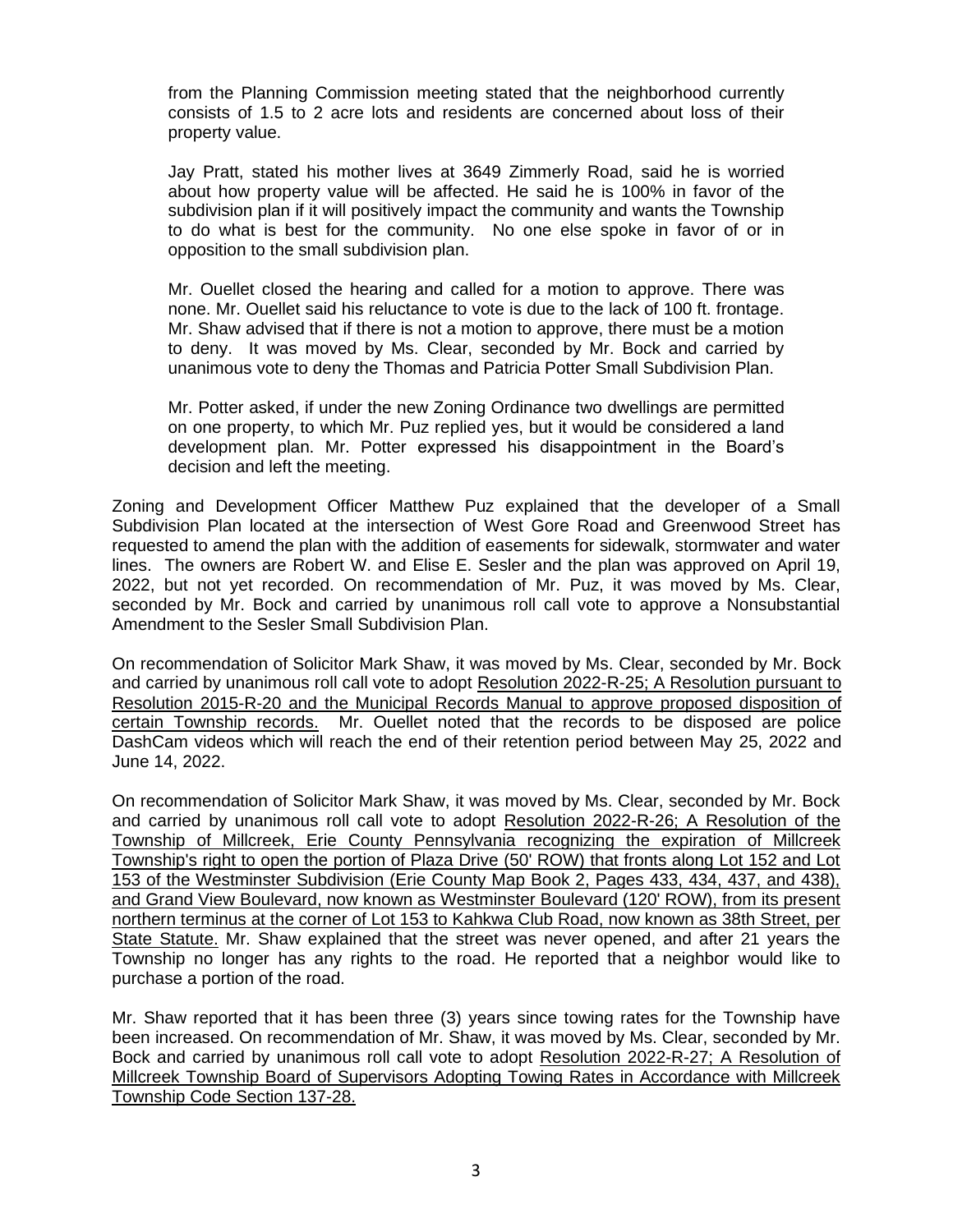from the Planning Commission meeting stated that the neighborhood currently consists of 1.5 to 2 acre lots and residents are concerned about loss of their property value.

Jay Pratt, stated his mother lives at 3649 Zimmerly Road, said he is worried about how property value will be affected. He said he is 100% in favor of the subdivision plan if it will positively impact the community and wants the Township to do what is best for the community. No one else spoke in favor of or in opposition to the small subdivision plan.

Mr. Ouellet closed the hearing and called for a motion to approve. There was none. Mr. Ouellet said his reluctance to vote is due to the lack of 100 ft. frontage. Mr. Shaw advised that if there is not a motion to approve, there must be a motion to deny. It was moved by Ms. Clear, seconded by Mr. Bock and carried by unanimous vote to deny the Thomas and Patricia Potter Small Subdivision Plan.

Mr. Potter asked, if under the new Zoning Ordinance two dwellings are permitted on one property, to which Mr. Puz replied yes, but it would be considered a land development plan. Mr. Potter expressed his disappointment in the Board's decision and left the meeting.

Zoning and Development Officer Matthew Puz explained that the developer of a Small Subdivision Plan located at the intersection of West Gore Road and Greenwood Street has requested to amend the plan with the addition of easements for sidewalk, stormwater and water lines. The owners are Robert W. and Elise E. Sesler and the plan was approved on April 19, 2022, but not yet recorded. On recommendation of Mr. Puz, it was moved by Ms. Clear, seconded by Mr. Bock and carried by unanimous roll call vote to approve a Nonsubstantial Amendment to the Sesler Small Subdivision Plan.

On recommendation of Solicitor Mark Shaw, it was moved by Ms. Clear, seconded by Mr. Bock and carried by unanimous roll call vote to adopt <u>Resolution 2022-R-25; A Resolution pursuant to Resolution 2015-R-20 and the Municipal Records Manual to approve proposed disposition of certain Township records.</u> Mr. Ouellet noted that the records to be disposed are police DashCam videos which will reach the end of their retention period between May 25, 2022 and June 14, 2022.

On recommendation of Solicitor Mark Shaw, it was moved by Ms. Clear, seconded by Mr. Bock and carried by unanimous roll call vote to adopt <u>Resolution 2022-R-26; A Resolution of the Township of Millcreek, Erie County Pennsylvania recognizing the expiration of Millcreek Township's right to open the portion of Plaza Drive (50' ROW) that fronts along Lot 152 and Lot 153 of the Westminster Subdivision (Erie County Map Book 2, Pages 433, 434, 437, and 438), and Grand View Boulevard, now known as Westminster Boulevard (120' ROW), from its present northern terminus at the corner of Lot 153 to Kahkwa Club Road, now known as 38th Street, per State Statute.</u> Mr. Shaw explained that the street was never opened, and after 21 years the Township no longer has any rights to the road. He reported that a neighbor would like to purchase a portion of the road.

Mr. Shaw reported that it has been three (3) years since towing rates for the Township have been increased. On recommendation of Mr. Shaw, it was moved by Ms. Clear, seconded by Mr. Bock and carried by unanimous roll call vote to adopt <u>Resolution 2022-R-27; A Resolution of Millcreek Township Board of Supervisors Adopting Towing Rates in Accordance with Millcreek Township Code Section 137-28.</u>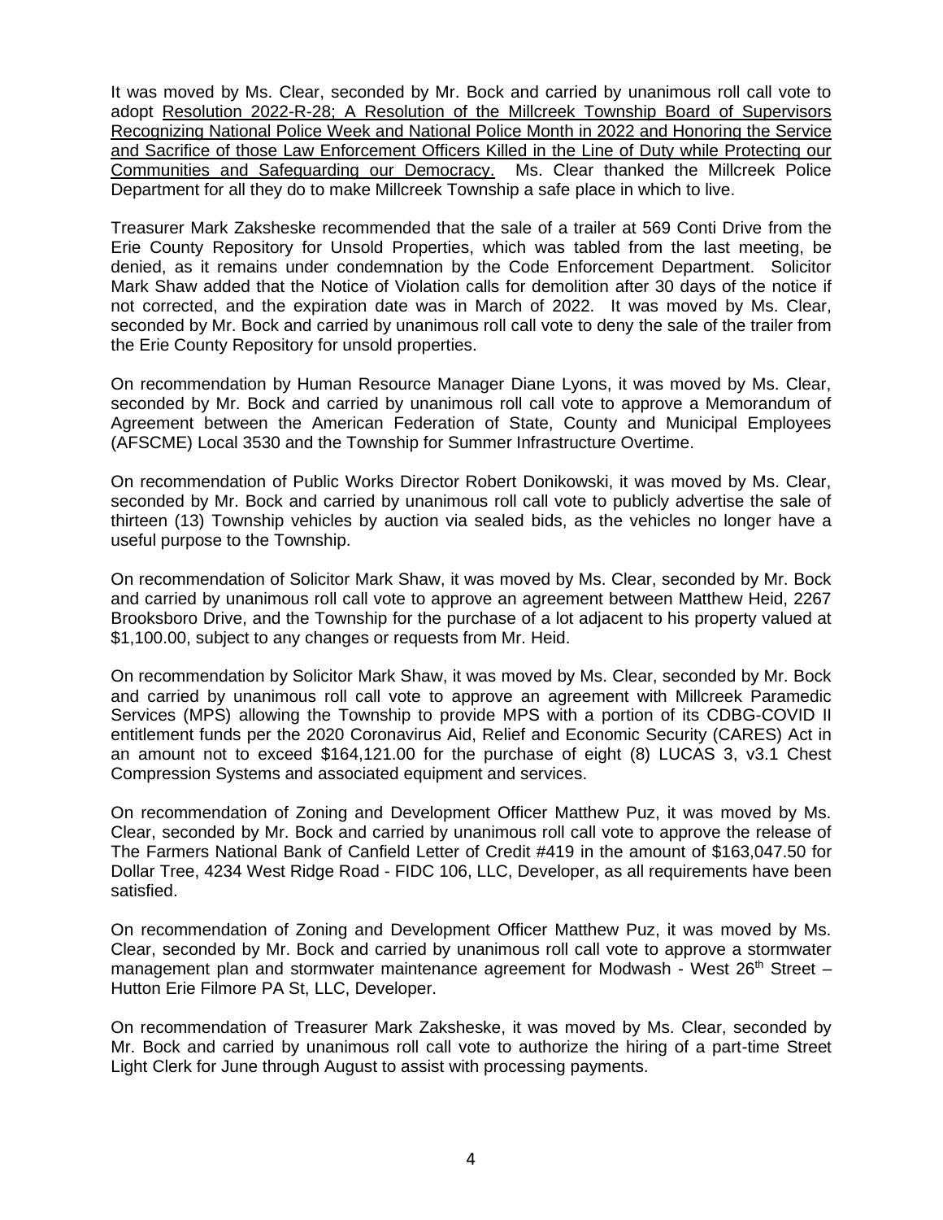It was moved by Ms. Clear, seconded by Mr. Bock and carried by unanimous roll call vote to adopt <u>Resolution 2022-R-28; A Resolution of the Millcreek Township Board of Supervisors Recognizing National Police Week and National Police Month in 2022 and Honoring the Service and Sacrifice of those Law Enforcement Officers Killed in the Line of Duty while Protecting our Communities and Safeguarding our Democracy.</u> Ms. Clear thanked the Millcreek Police Department for all they do to make Millcreek Township a safe place in which to live.

Treasurer Mark Zaksheske recommended that the sale of a trailer at 569 Conti Drive from the Erie County Repository for Unsold Properties, which was tabled from the last meeting, be denied, as it remains under condemnation by the Code Enforcement Department. Solicitor Mark Shaw added that the Notice of Violation calls for demolition after 30 days of the notice if not corrected, and the expiration date was in March of 2022. It was moved by Ms. Clear, seconded by Mr. Bock and carried by unanimous roll call vote to deny the sale of the trailer from the Erie County Repository for unsold properties.

On recommendation by Human Resource Manager Diane Lyons, it was moved by Ms. Clear, seconded by Mr. Bock and carried by unanimous roll call vote to approve a Memorandum of Agreement between the American Federation of State, County and Municipal Employees (AFSCME) Local 3530 and the Township for Summer Infrastructure Overtime.

On recommendation of Public Works Director Robert Donikowski, it was moved by Ms. Clear, seconded by Mr. Bock and carried by unanimous roll call vote to publicly advertise the sale of thirteen (13) Township vehicles by auction via sealed bids, as the vehicles no longer have a useful purpose to the Township.

On recommendation of Solicitor Mark Shaw, it was moved by Ms. Clear, seconded by Mr. Bock and carried by unanimous roll call vote to approve an agreement between Matthew Heid, 2267 Brooksboro Drive, and the Township for the purchase of a lot adjacent to his property valued at $1,100.00, subject to any changes or requests from Mr. Heid.

On recommendation by Solicitor Mark Shaw, it was moved by Ms. Clear, seconded by Mr. Bock and carried by unanimous roll call vote to approve an agreement with Millcreek Paramedic Services (MPS) allowing the Township to provide MPS with a portion of its CDBG-COVID II entitlement funds per the 2020 Coronavirus Aid, Relief and Economic Security (CARES) Act in an amount not to exceed $164,121.00 for the purchase of eight (8) LUCAS 3, v3.1 Chest Compression Systems and associated equipment and services.

On recommendation of Zoning and Development Officer Matthew Puz, it was moved by Ms. Clear, seconded by Mr. Bock and carried by unanimous roll call vote to approve the release of The Farmers National Bank of Canfield Letter of Credit #419 in the amount of $163,047.50 for Dollar Tree, 4234 West Ridge Road - FIDC 106, LLC, Developer, as all requirements have been satisfied.

On recommendation of Zoning and Development Officer Matthew Puz, it was moved by Ms. Clear, seconded by Mr. Bock and carried by unanimous roll call vote to approve a stormwater management plan and stormwater maintenance agreement for Modwash - West 26th Street – Hutton Erie Filmore PA St, LLC, Developer.

On recommendation of Treasurer Mark Zaksheske, it was moved by Ms. Clear, seconded by Mr. Bock and carried by unanimous roll call vote to authorize the hiring of a part-time Street Light Clerk for June through August to assist with processing payments.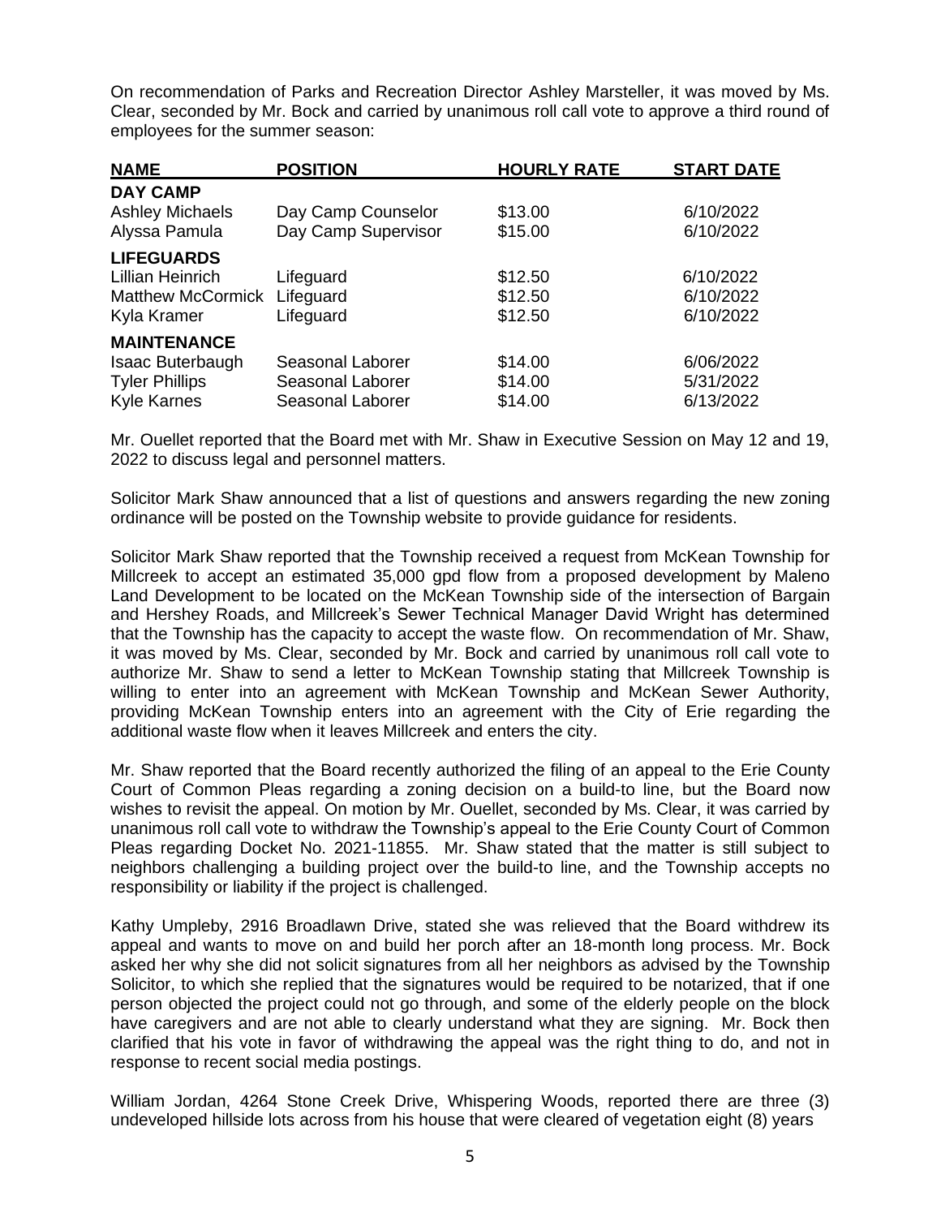On recommendation of Parks and Recreation Director Ashley Marsteller, it was moved by Ms. Clear, seconded by Mr. Bock and carried by unanimous roll call vote to approve a third round of employees for the summer season:

| NAME | POSITION | HOURLY RATE | START DATE |
|---|---|---|---|
| **DAY CAMP** | | | |
| Ashley Michaels | Day Camp Counselor | $13.00 | 6/10/2022 |
| Alyssa Pamula | Day Camp Supervisor | $15.00 | 6/10/2022 |
| **LIFEGUARDS** | | | |
| Lillian Heinrich | Lifeguard | $12.50 | 6/10/2022 |
| Matthew McCormick | Lifeguard | $12.50 | 6/10/2022 |
| Kyla Kramer | Lifeguard | $12.50 | 6/10/2022 |
| **MAINTENANCE** | | | |
| Isaac Buterbaugh | Seasonal Laborer | $14.00 | 6/06/2022 |
| Tyler Phillips | Seasonal Laborer | $14.00 | 5/31/2022 |
| Kyle Karnes | Seasonal Laborer | $14.00 | 6/13/2022 |

Mr. Ouellet reported that the Board met with Mr. Shaw in Executive Session on May 12 and 19, 2022 to discuss legal and personnel matters.

Solicitor Mark Shaw announced that a list of questions and answers regarding the new zoning ordinance will be posted on the Township website to provide guidance for residents.

Solicitor Mark Shaw reported that the Township received a request from McKean Township for Millcreek to accept an estimated 35,000 gpd flow from a proposed development by Maleno Land Development to be located on the McKean Township side of the intersection of Bargain and Hershey Roads, and Millcreek's Sewer Technical Manager David Wright has determined that the Township has the capacity to accept the waste flow. On recommendation of Mr. Shaw, it was moved by Ms. Clear, seconded by Mr. Bock and carried by unanimous roll call vote to authorize Mr. Shaw to send a letter to McKean Township stating that Millcreek Township is willing to enter into an agreement with McKean Township and McKean Sewer Authority, providing McKean Township enters into an agreement with the City of Erie regarding the additional waste flow when it leaves Millcreek and enters the city.

Mr. Shaw reported that the Board recently authorized the filing of an appeal to the Erie County Court of Common Pleas regarding a zoning decision on a build-to line, but the Board now wishes to revisit the appeal. On motion by Mr. Ouellet, seconded by Ms. Clear, it was carried by unanimous roll call vote to withdraw the Township's appeal to the Erie County Court of Common Pleas regarding Docket No. 2021-11855. Mr. Shaw stated that the matter is still subject to neighbors challenging a building project over the build-to line, and the Township accepts no responsibility or liability if the project is challenged.

Kathy Umpleby, 2916 Broadlawn Drive, stated she was relieved that the Board withdrew its appeal and wants to move on and build her porch after an 18-month long process. Mr. Bock asked her why she did not solicit signatures from all her neighbors as advised by the Township Solicitor, to which she replied that the signatures would be required to be notarized, that if one person objected the project could not go through, and some of the elderly people on the block have caregivers and are not able to clearly understand what they are signing. Mr. Bock then clarified that his vote in favor of withdrawing the appeal was the right thing to do, and not in response to recent social media postings.

William Jordan, 4264 Stone Creek Drive, Whispering Woods, reported there are three (3) undeveloped hillside lots across from his house that were cleared of vegetation eight (8) years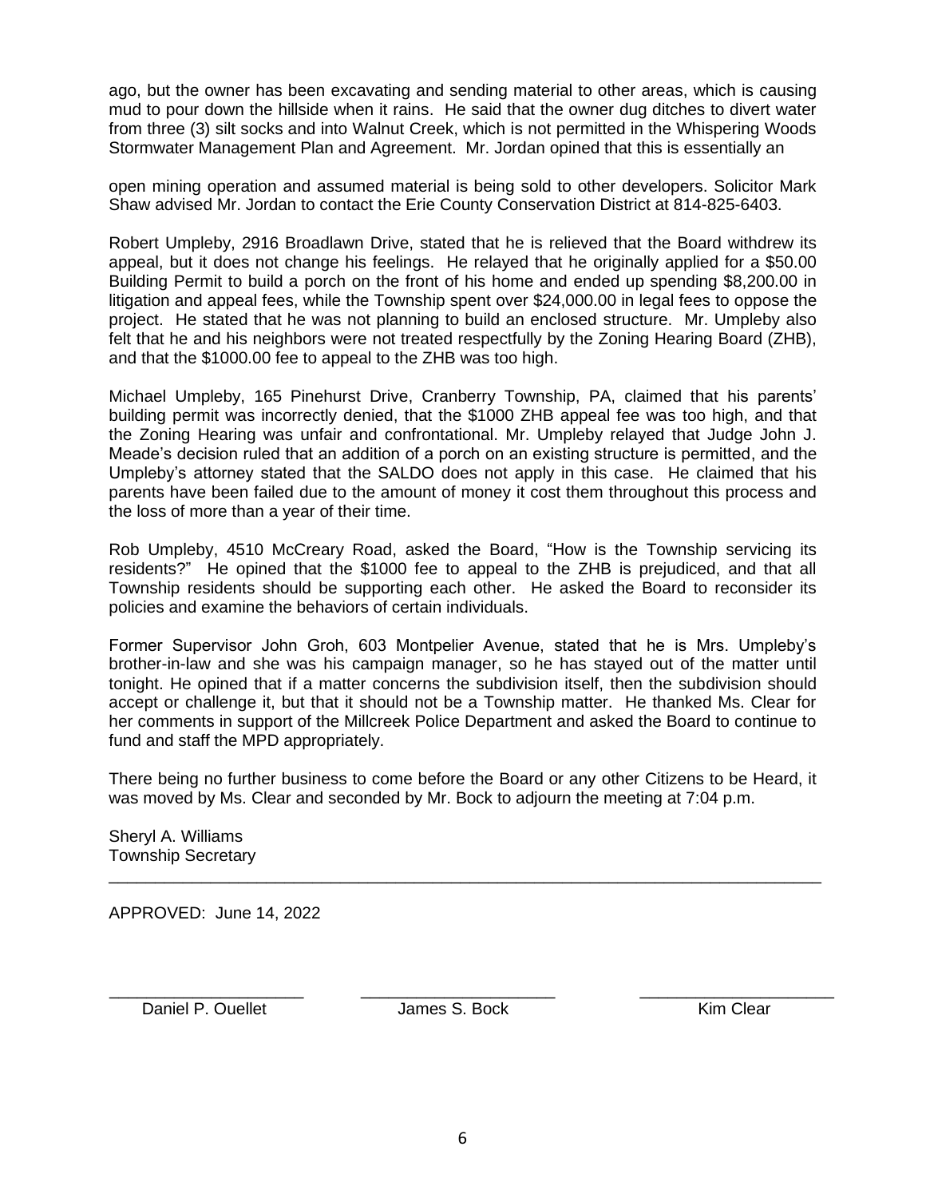ago, but the owner has been excavating and sending material to other areas, which is causing mud to pour down the hillside when it rains. He said that the owner dug ditches to divert water from three (3) silt socks and into Walnut Creek, which is not permitted in the Whispering Woods Stormwater Management Plan and Agreement. Mr. Jordan opined that this is essentially an

open mining operation and assumed material is being sold to other developers. Solicitor Mark Shaw advised Mr. Jordan to contact the Erie County Conservation District at 814-825-6403.

Robert Umpleby, 2916 Broadlawn Drive, stated that he is relieved that the Board withdrew its appeal, but it does not change his feelings. He relayed that he originally applied for a $50.00 Building Permit to build a porch on the front of his home and ended up spending $8,200.00 in litigation and appeal fees, while the Township spent over $24,000.00 in legal fees to oppose the project. He stated that he was not planning to build an enclosed structure. Mr. Umpleby also felt that he and his neighbors were not treated respectfully by the Zoning Hearing Board (ZHB), and that the $1000.00 fee to appeal to the ZHB was too high.

Michael Umpleby, 165 Pinehurst Drive, Cranberry Township, PA, claimed that his parents' building permit was incorrectly denied, that the $1000 ZHB appeal fee was too high, and that the Zoning Hearing was unfair and confrontational. Mr. Umpleby relayed that Judge John J. Meade's decision ruled that an addition of a porch on an existing structure is permitted, and the Umpleby's attorney stated that the SALDO does not apply in this case. He claimed that his parents have been failed due to the amount of money it cost them throughout this process and the loss of more than a year of their time.

Rob Umpleby, 4510 McCreary Road, asked the Board, "How is the Township servicing its residents?" He opined that the $1000 fee to appeal to the ZHB is prejudiced, and that all Township residents should be supporting each other. He asked the Board to reconsider its policies and examine the behaviors of certain individuals.

Former Supervisor John Groh, 603 Montpelier Avenue, stated that he is Mrs. Umpleby's brother-in-law and she was his campaign manager, so he has stayed out of the matter until tonight. He opined that if a matter concerns the subdivision itself, then the subdivision should accept or challenge it, but that it should not be a Township matter. He thanked Ms. Clear for her comments in support of the Millcreek Police Department and asked the Board to continue to fund and staff the MPD appropriately.

There being no further business to come before the Board or any other Citizens to be Heard, it was moved by Ms. Clear and seconded by Mr. Bock to adjourn the meeting at 7:04 p.m.

Sheryl A. Williams
Township Secretary

---

APPROVED: June 14, 2022

| | | |
|---|---|---|
| Daniel P. Ouellet | James S. Bock | Kim Clear |